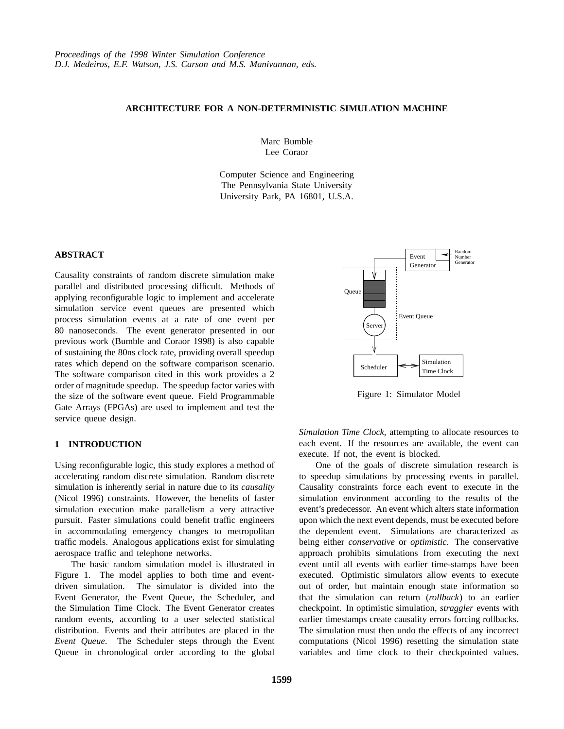# ARCHITECTURE FOR A NON-DETERMINISTIC SIMULATION MACHINE

Marc Bumble
Lee Coraor

Computer Science and Engineering
The Pennsylvania State University
University Park, PA 16801, U.S.A.

## ABSTRACT

Causality constraints of random discrete simulation make parallel and distributed processing difficult. Methods of applying reconfigurable logic to implement and accelerate simulation service event queues are presented which process simulation events at a rate of one event per 80 nanoseconds. The event generator presented in our previous work (Bumble and Coraor 1998) is also capable of sustaining the 80ns clock rate, providing overall speedup rates which depend on the software comparison scenario. The software comparison cited in this work provides a 2 order of magnitude speedup. The speedup factor varies with the size of the software event queue. Field Programmable Gate Arrays (FPGAs) are used to implement and test the service queue design.

## 1 INTRODUCTION

Using reconfigurable logic, this study explores a method of accelerating random discrete simulation. Random discrete simulation is inherently serial in nature due to its *causality* (Nicol 1996) constraints. However, the benefits of faster simulation execution make parallelism a very attractive pursuit. Faster simulations could benefit traffic engineers in accommodating emergency changes to metropolitan traffic models. Analogous applications exist for simulating aerospace traffic and telephone networks.

The basic random simulation model is illustrated in Figure 1. The model applies to both time and event-driven simulation. The simulator is divided into the Event Generator, the Event Queue, the Scheduler, and the Simulation Time Clock. The Event Generator creates random events, according to a user selected statistical distribution. Events and their attributes are placed in the *Event Queue*. The Scheduler steps through the Event Queue in chronological order according to the global *Simulation Time Clock*, attempting to allocate resources to each event. If the resources are available, the event can execute. If not, the event is blocked.

Figure 1: Simulator Model

One of the goals of discrete simulation research is to speedup simulations by processing events in parallel. Causality constraints force each event to execute in the simulation environment according to the results of the event's predecessor. An event which alters state information upon which the next event depends, must be executed before the dependent event. Simulations are characterized as being either *conservative* or *optimistic*. The conservative approach prohibits simulations from executing the next event until all events with earlier time-stamps have been executed. Optimistic simulators allow events to execute out of order, but maintain enough state information so that the simulation can return (*rollback*) to an earlier checkpoint. In optimistic simulation, *straggler* events with earlier timestamps create causality errors forcing rollbacks. The simulation must then undo the effects of any incorrect computations (Nicol 1996) resetting the simulation state variables and time clock to their checkpointed values.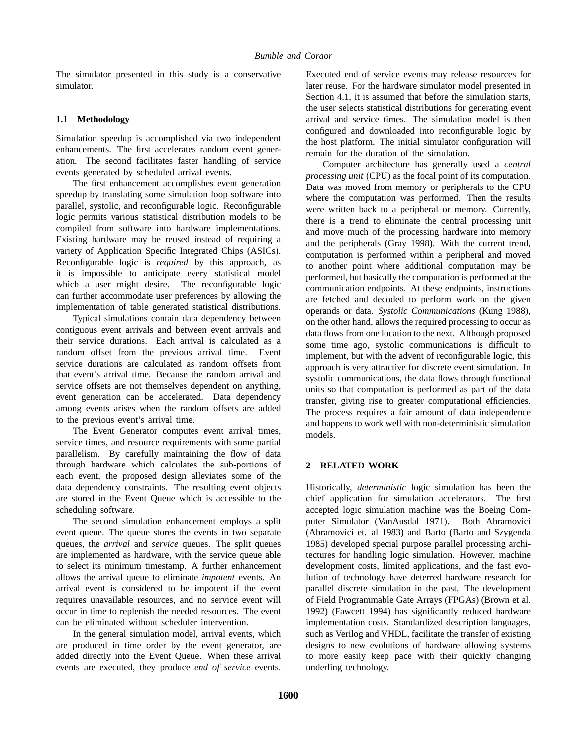The simulator presented in this study is a conservative simulator.

### 1.1 Methodology

Simulation speedup is accomplished via two independent enhancements. The first accelerates random event generation. The second facilitates faster handling of service events generated by scheduled arrival events.

The first enhancement accomplishes event generation speedup by translating some simulation loop software into parallel, systolic, and reconfigurable logic. Reconfigurable logic permits various statistical distribution models to be compiled from software into hardware implementations. Existing hardware may be reused instead of requiring a variety of Application Specific Integrated Chips (ASICs). Reconfigurable logic is *required* by this approach, as it is impossible to anticipate every statistical model which a user might desire. The reconfigurable logic can further accommodate user preferences by allowing the implementation of table generated statistical distributions.

Typical simulations contain data dependency between contiguous event arrivals and between event arrivals and their service durations. Each arrival is calculated as a random offset from the previous arrival time. Event service durations are calculated as random offsets from that event's arrival time. Because the random arrival and service offsets are not themselves dependent on anything, event generation can be accelerated. Data dependency among events arises when the random offsets are added to the previous event's arrival time.

The Event Generator computes event arrival times, service times, and resource requirements with some partial parallelism. By carefully maintaining the flow of data through hardware which calculates the sub-portions of each event, the proposed design alleviates some of the data dependency constraints. The resulting event objects are stored in the Event Queue which is accessible to the scheduling software.

The second simulation enhancement employs a split event queue. The queue stores the events in two separate queues, the *arrival* and *service* queues. The split queues are implemented as hardware, with the service queue able to select its minimum timestamp. A further enhancement allows the arrival queue to eliminate *impotent* events. An arrival event is considered to be impotent if the event requires unavailable resources, and no service event will occur in time to replenish the needed resources. The event can be eliminated without scheduler intervention.

In the general simulation model, arrival events, which are produced in time order by the event generator, are added directly into the Event Queue. When these arrival events are executed, they produce *end of service* events. Executed end of service events may release resources for later reuse. For the hardware simulator model presented in Section 4.1, it is assumed that before the simulation starts, the user selects statistical distributions for generating event arrival and service times. The simulation model is then configured and downloaded into reconfigurable logic by the host platform. The initial simulator configuration will remain for the duration of the simulation.

Computer architecture has generally used a *central processing unit* (CPU) as the focal point of its computation. Data was moved from memory or peripherals to the CPU where the computation was performed. Then the results were written back to a peripheral or memory. Currently, there is a trend to eliminate the central processing unit and move much of the processing hardware into memory and the peripherals (Gray 1998). With the current trend, computation is performed within a peripheral and moved to another point where additional computation may be performed, but basically the computation is performed at the communication endpoints. At these endpoints, instructions are fetched and decoded to perform work on the given operands or data. *Systolic Communications* (Kung 1988), on the other hand, allows the required processing to occur as data flows from one location to the next. Although proposed some time ago, systolic communications is difficult to implement, but with the advent of reconfigurable logic, this approach is very attractive for discrete event simulation. In systolic communications, the data flows through functional units so that computation is performed as part of the data transfer, giving rise to greater computational efficiencies. The process requires a fair amount of data independence and happens to work well with non-deterministic simulation models.

## 2 RELATED WORK

Historically, *deterministic* logic simulation has been the chief application for simulation accelerators. The first accepted logic simulation machine was the Boeing Computer Simulator (VanAusdal 1971). Both Abramovici (Abramovici et. al 1983) and Barto (Barto and Szygenda 1985) developed special purpose parallel processing architectures for handling logic simulation. However, machine development costs, limited applications, and the fast evolution of technology have deterred hardware research for parallel discrete simulation in the past. The development of Field Programmable Gate Arrays (FPGAs) (Brown et al. 1992) (Fawcett 1994) has significantly reduced hardware implementation costs. Standardized description languages, such as Verilog and VHDL, facilitate the transfer of existing designs to new evolutions of hardware allowing systems to more easily keep pace with their quickly changing underling technology.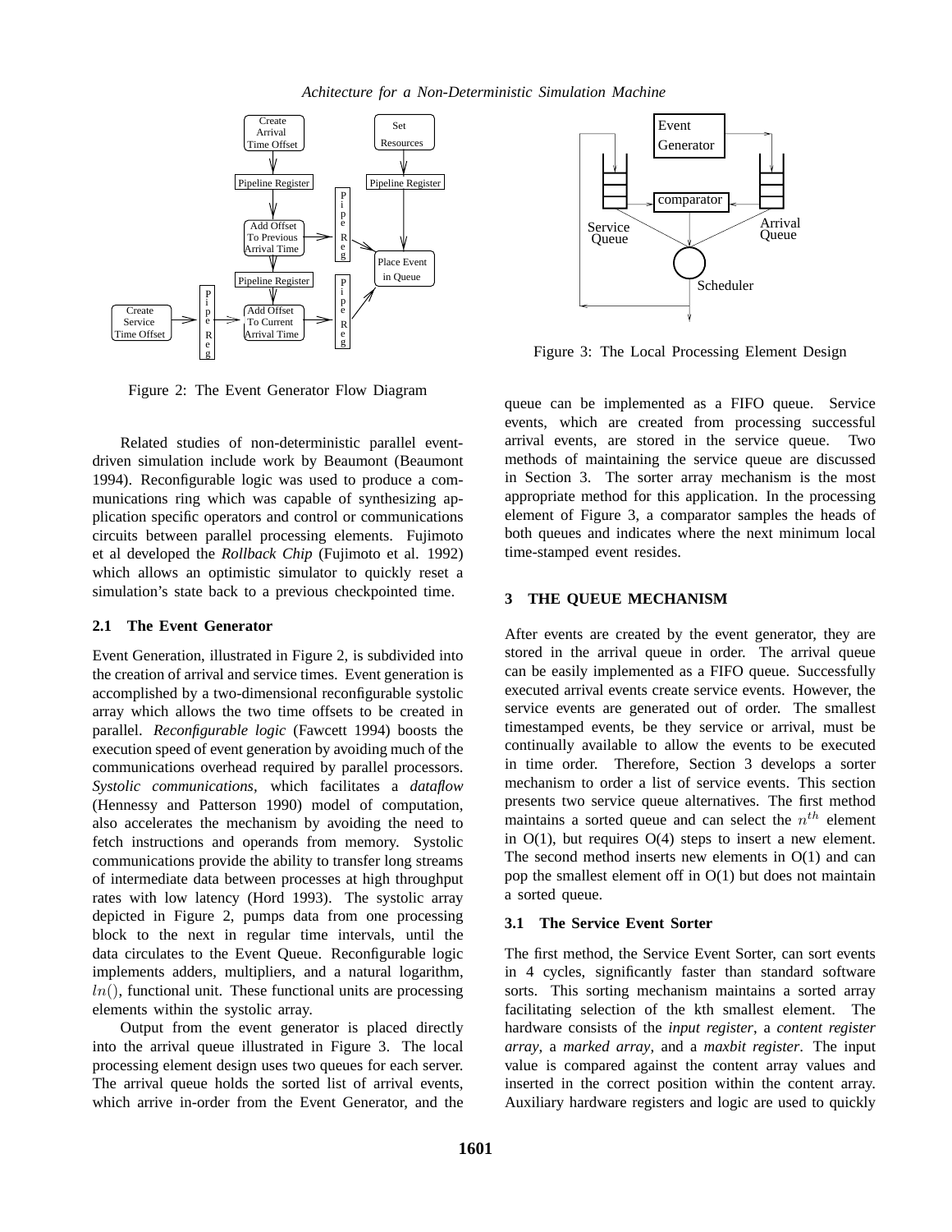Figure 2: The Event Generator Flow Diagram

Related studies of non-deterministic parallel event-driven simulation include work by Beaumont (Beaumont 1994). Reconfigurable logic was used to produce a communications ring which was capable of synthesizing application specific operators and control or communications circuits between parallel processing elements. Fujimoto et al developed the *Rollback Chip* (Fujimoto et al. 1992) which allows an optimistic simulator to quickly reset a simulation's state back to a previous checkpointed time.

### 2.1 The Event Generator

Event Generation, illustrated in Figure 2, is subdivided into the creation of arrival and service times. Event generation is accomplished by a two-dimensional reconfigurable systolic array which allows the two time offsets to be created in parallel. *Reconfigurable logic* (Fawcett 1994) boosts the execution speed of event generation by avoiding much of the communications overhead required by parallel processors. *Systolic communications,* which facilitates a *dataflow* (Hennessy and Patterson 1990) model of computation, also accelerates the mechanism by avoiding the need to fetch instructions and operands from memory. Systolic communications provide the ability to transfer long streams of intermediate data between processes at high throughput rates with low latency (Hord 1993). The systolic array depicted in Figure 2, pumps data from one processing block to the next in regular time intervals, until the data circulates to the Event Queue. Reconfigurable logic implements adders, multipliers, and a natural logarithm, $ln()$, functional unit. These functional units are processing elements within the systolic array.

Output from the event generator is placed directly into the arrival queue illustrated in Figure 3. The local processing element design uses two queues for each server. The arrival queue holds the sorted list of arrival events, which arrive in-order from the Event Generator, and the queue can be implemented as a FIFO queue. Service events, which are created from processing successful arrival events, are stored in the service queue. Two methods of maintaining the service queue are discussed in Section 3. The sorter array mechanism is the most appropriate method for this application. In the processing element of Figure 3, a comparator samples the heads of both queues and indicates where the next minimum local time-stamped event resides.

Figure 3: The Local Processing Element Design

## 3 THE QUEUE MECHANISM

After events are created by the event generator, they are stored in the arrival queue in order. The arrival queue can be easily implemented as a FIFO queue. Successfully executed arrival events create service events. However, the service events are generated out of order. The smallest timestamped events, be they service or arrival, must be continually available to allow the events to be executed in time order. Therefore, Section 3 develops a sorter mechanism to order a list of service events. This section presents two service queue alternatives. The first method maintains a sorted queue and can select the $n^{th}$ element in O(1), but requires O(4) steps to insert a new element. The second method inserts new elements in O(1) and can pop the smallest element off in O(1) but does not maintain a sorted queue.

### 3.1 The Service Event Sorter

The first method, the Service Event Sorter, can sort events in 4 cycles, significantly faster than standard software sorts. This sorting mechanism maintains a sorted array facilitating selection of the kth smallest element. The hardware consists of the *input register*, a *content register array*, a *marked array*, and a *maxbit register*. The input value is compared against the content array values and inserted in the correct position within the content array. Auxiliary hardware registers and logic are used to quickly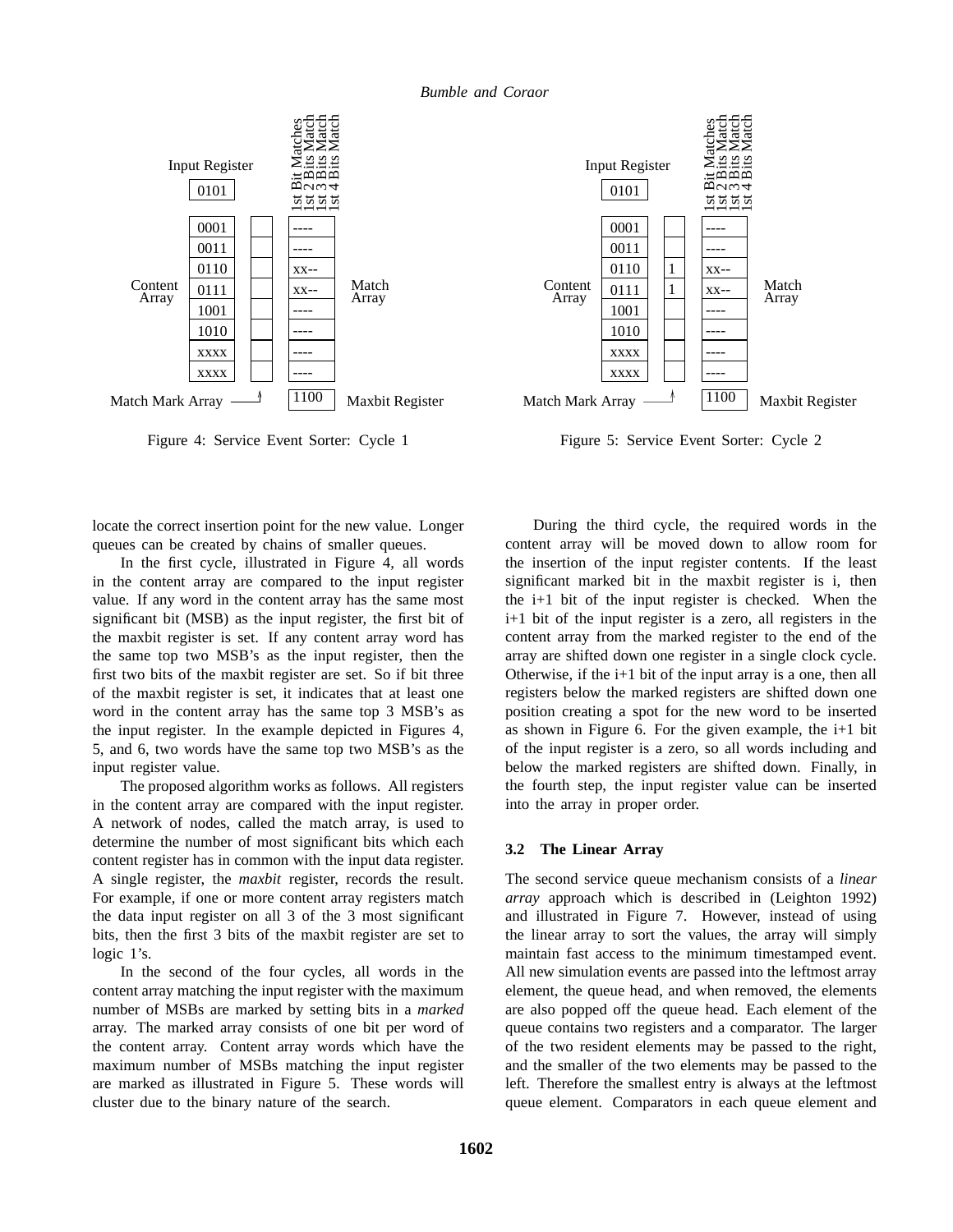Figure 4: Service Event Sorter: Cycle 1

Figure 5: Service Event Sorter: Cycle 2

locate the correct insertion point for the new value. Longer queues can be created by chains of smaller queues.

In the first cycle, illustrated in Figure 4, all words in the content array are compared to the input register value. If any word in the content array has the same most significant bit (MSB) as the input register, the first bit of the maxbit register is set. If any content array word has the same top two MSB's as the input register, then the first two bits of the maxbit register are set. So if bit three of the maxbit register is set, it indicates that at least one word in the content array has the same top 3 MSB's as the input register. In the example depicted in Figures 4, 5, and 6, two words have the same top two MSB's as the input register value.

The proposed algorithm works as follows. All registers in the content array are compared with the input register. A network of nodes, called the match array, is used to determine the number of most significant bits which each content register has in common with the input data register. A single register, the *maxbit* register, records the result. For example, if one or more content array registers match the data input register on all 3 of the 3 most significant bits, then the first 3 bits of the maxbit register are set to logic 1's.

In the second of the four cycles, all words in the content array matching the input register with the maximum number of MSBs are marked by setting bits in a *marked* array. The marked array consists of one bit per word of the content array. Content array words which have the maximum number of MSBs matching the input register are marked as illustrated in Figure 5. These words will cluster due to the binary nature of the search.

During the third cycle, the required words in the content array will be moved down to allow room for the insertion of the input register contents. If the least significant marked bit in the maxbit register is i, then the i+1 bit of the input register is checked. When the i+1 bit of the input register is a zero, all registers in the content array from the marked register to the end of the array are shifted down one register in a single clock cycle. Otherwise, if the i+1 bit of the input array is a one, then all registers below the marked registers are shifted down one position creating a spot for the new word to be inserted as shown in Figure 6. For the given example, the i+1 bit of the input register is a zero, so all words including and below the marked registers are shifted down. Finally, in the fourth step, the input register value can be inserted into the array in proper order.

### 3.2 The Linear Array

The second service queue mechanism consists of a *linear array* approach which is described in (Leighton 1992) and illustrated in Figure 7. However, instead of using the linear array to sort the values, the array will simply maintain fast access to the minimum timestamped event. All new simulation events are passed into the leftmost array element, the queue head, and when removed, the elements are also popped off the queue head. Each element of the queue contains two registers and a comparator. The larger of the two resident elements may be passed to the right, and the smaller of the two elements may be passed to the left. Therefore the smallest entry is always at the leftmost queue element. Comparators in each queue element and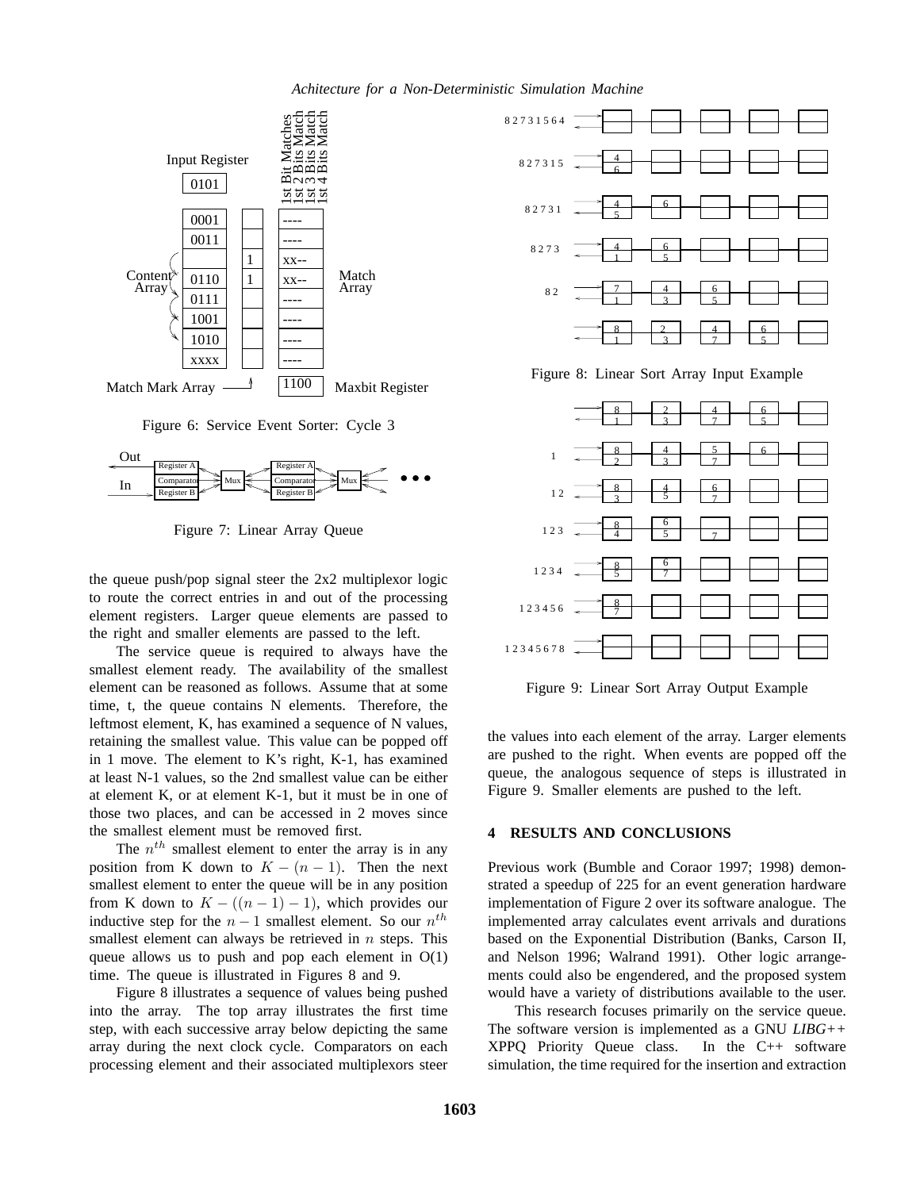Figure 6: Service Event Sorter: Cycle 3

Figure 7: Linear Array Queue

the queue push/pop signal steer the 2x2 multiplexor logic to route the correct entries in and out of the processing element registers. Larger queue elements are passed to the right and smaller elements are passed to the left.

The service queue is required to always have the smallest element ready. The availability of the smallest element can be reasoned as follows. Assume that at some time, t, the queue contains N elements. Therefore, the leftmost element, K, has examined a sequence of N values, retaining the smallest value. This value can be popped off in 1 move. The element to K's right, K-1, has examined at least N-1 values, so the 2nd smallest value can be either at element K, or at element K-1, but it must be in one of those two places, and can be accessed in 2 moves since the smallest element must be removed first.

The $n^{th}$ smallest element to enter the array is in any position from K down to $K - (n - 1)$. Then the next smallest element to enter the queue will be in any position from K down to $K - ((n - 1) - 1)$, which provides our inductive step for the $n - 1$ smallest element. So our $n^{th}$ smallest element can always be retrieved in $n$ steps. This queue allows us to push and pop each element in O(1) time. The queue is illustrated in Figures 8 and 9.

Figure 8 illustrates a sequence of values being pushed into the array. The top array illustrates the first time step, with each successive array below depicting the same array during the next clock cycle. Comparators on each processing element and their associated multiplexors steer

Figure 8: Linear Sort Array Input Example

Figure 9: Linear Sort Array Output Example

the values into each element of the array. Larger elements are pushed to the right. When events are popped off the queue, the analogous sequence of steps is illustrated in Figure 9. Smaller elements are pushed to the left.

## 4 RESULTS AND CONCLUSIONS

Previous work (Bumble and Coraor 1997; 1998) demonstrated a speedup of 225 for an event generation hardware implementation of Figure 2 over its software analogue. The implemented array calculates event arrivals and durations based on the Exponential Distribution (Banks, Carson II, and Nelson 1996; Walrand 1991). Other logic arrangements could also be engendered, and the proposed system would have a variety of distributions available to the user.

This research focuses primarily on the service queue. The software version is implemented as a GNU *LIBG++* XPPQ Priority Queue class. In the C++ software simulation, the time required for the insertion and extraction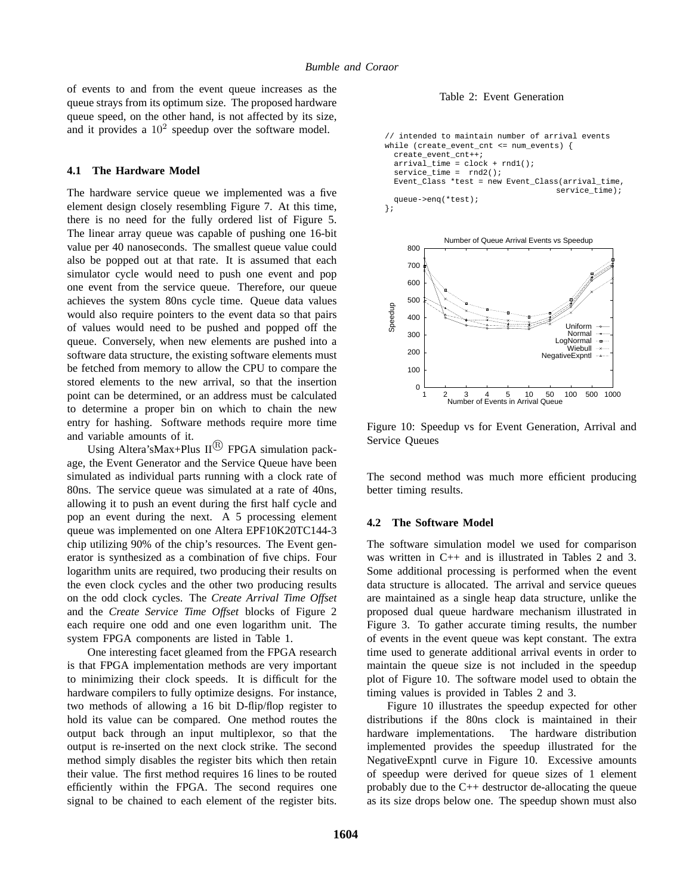of events to and from the event queue increases as the queue strays from its optimum size. The proposed hardware queue speed, on the other hand, is not affected by its size, and it provides a $10^2$ speedup over the software model.

### 4.1 The Hardware Model

The hardware service queue we implemented was a five element design closely resembling Figure 7. At this time, there is no need for the fully ordered list of Figure 5. The linear array queue was capable of pushing one 16-bit value per 40 nanoseconds. The smallest queue value could also be popped out at that rate. It is assumed that each simulator cycle would need to push one event and pop one event from the service queue. Therefore, our queue achieves the system 80ns cycle time. Queue data values would also require pointers to the event data so that pairs of values would need to be pushed and popped off the queue. Conversely, when new elements are pushed into a software data structure, the existing software elements must be fetched from memory to allow the CPU to compare the stored elements to the new arrival, so that the insertion point can be determined, or an address must be calculated to determine a proper bin on which to chain the new entry for hashing. Software methods require more time and variable amounts of it.

Using Altera'sMax+Plus II® FPGA simulation package, the Event Generator and the Service Queue have been simulated as individual parts running with a clock rate of 80ns. The service queue was simulated at a rate of 40ns, allowing it to push an event during the first half cycle and pop an event during the next. A 5 processing element queue was implemented on one Altera EPF10K20TC144-3 chip utilizing 90% of the chip's resources. The Event generator is synthesized as a combination of five chips. Four logarithm units are required, two producing their results on the even clock cycles and the other two producing results on the odd clock cycles. The *Create Arrival Time Offset* and the *Create Service Time Offset* blocks of Figure 2 each require one odd and one even logarithm unit. The system FPGA components are listed in Table 1.

One interesting facet gleamed from the FPGA research is that FPGA implementation methods are very important to minimizing their clock speeds. It is difficult for the hardware compilers to fully optimize designs. For instance, two methods of allowing a 16 bit D-flip/flop register to hold its value can be compared. One method routes the output back through an input multiplexor, so that the output is re-inserted on the next clock strike. The second method simply disables the register bits which then retain their value. The first method requires 16 lines to be routed efficiently within the FPGA. The second requires one signal to be chained to each element of the register bits. The second method was much more efficient producing better timing results.

Table 2: Event Generation

```
// intended to maintain number of arrival events
while (create_event_cnt <= num_events) {
  create_event_cnt++;
  arrival_time = clock + rnd1();
  service_time =  rnd2();
  Event_Class *test = new Event_Class(arrival_time,
                                      service_time);
  queue->enq(*test);
};
```

Figure 10: Speedup vs for Event Generation, Arrival and Service Queues

### 4.2 The Software Model

The software simulation model we used for comparison was written in C++ and is illustrated in Tables 2 and 3. Some additional processing is performed when the event data structure is allocated. The arrival and service queues are maintained as a single heap data structure, unlike the proposed dual queue hardware mechanism illustrated in Figure 3. To gather accurate timing results, the number of events in the event queue was kept constant. The extra time used to generate additional arrival events in order to maintain the queue size is not included in the speedup plot of Figure 10. The software model used to obtain the timing values is provided in Tables 2 and 3.

Figure 10 illustrates the speedup expected for other distributions if the 80ns clock is maintained in their hardware implementations. The hardware distribution implemented provides the speedup illustrated for the NegativeExpntl curve in Figure 10. Excessive amounts of speedup were derived for queue sizes of 1 element probably due to the C++ destructor de-allocating the queue as its size drops below one. The speedup shown must also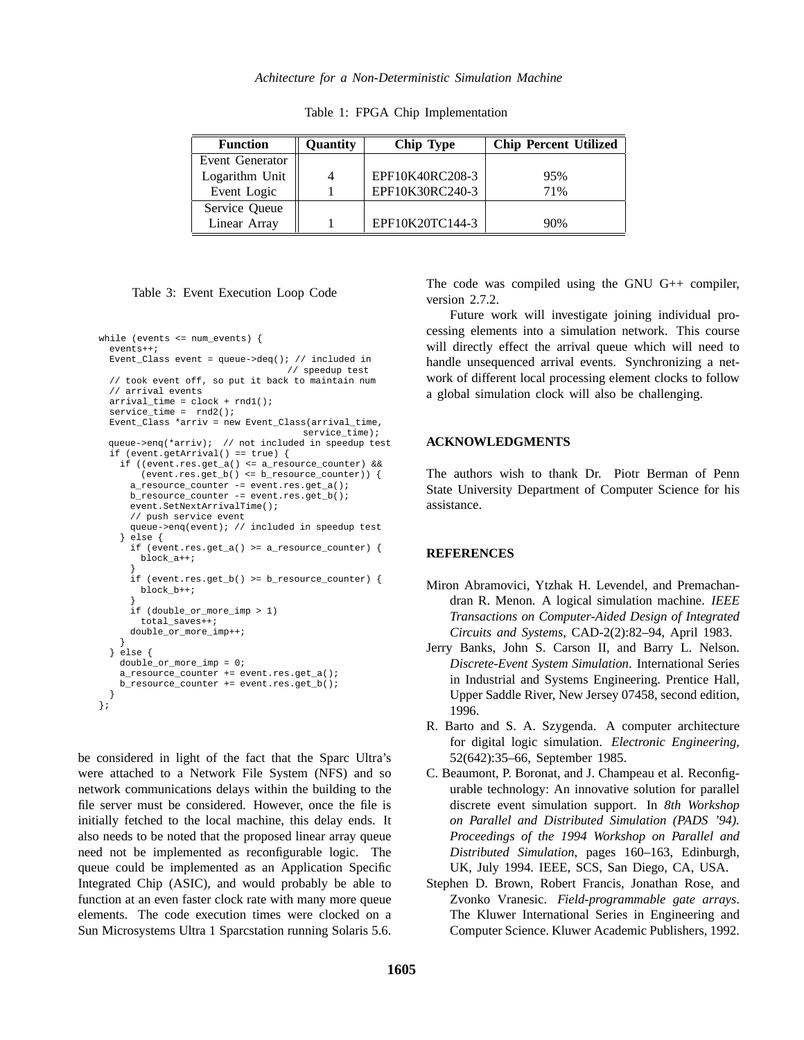Table 1: FPGA Chip Implementation

| Function | Quantity | Chip Type | Chip Percent Utilized |
|---|---|---|---|
| Event Generator | | | |
| Logarithm Unit | 4 | EPF10K40RC208-3 | 95% |
| Event Logic | 1 | EPF10K30RC240-3 | 71% |
| Service Queue | | | |
| Linear Array | 1 | EPF10K20TC144-3 | 90% |

Table 3: Event Execution Loop Code

```
while (events <= num_events) {
  events++;
  Event_Class event = queue->deq(); // included in
                                    // speedup test
  // took event off, so put it back to maintain num
  // arrival events
  arrival_time = clock + rnd1();
  service_time =  rnd2();
  Event_Class *arriv = new Event_Class(arrival_time,
                                     service_time);
 queue->enq(*arriv);  // not included in speedup test
  if (event.getArrival() == true) {
    if ((event.res.get_a() <= a_resource_counter) &&
        (event.res.get_b() <= b_resource_counter)) {
      a_resource_counter -= event.res.get_a();
      b_resource_counter -= event.res.get_b();
      event.SetNextArrivalTime();
      // push service event
      queue->enq(event); // included in speedup test
    } else {
      if (event.res.get_a() >= a_resource_counter) {
        block_a++;
      }
      if (event.res.get_b() >= b_resource_counter) {
        block_b++;
      }
      if (double_or_more_imp > 1)
        total_saves++;
      double_or_more_imp++;
    }
  } else {
    double_or_more_imp = 0;
    a_resource_counter += event.res.get_a();
    b_resource_counter += event.res.get_b();
  }
};
```

be considered in light of the fact that the Sparc Ultra's were attached to a Network File System (NFS) and so network communications delays within the building to the file server must be considered. However, once the file is initially fetched to the local machine, this delay ends. It also needs to be noted that the proposed linear array queue need not be implemented as reconfigurable logic. The queue could be implemented as an Application Specific Integrated Chip (ASIC), and would probably be able to function at an even faster clock rate with many more queue elements. The code execution times were clocked on a Sun Microsystems Ultra 1 Sparcstation running Solaris 5.6. The code was compiled using the GNU G++ compiler, version 2.7.2.

Future work will investigate joining individual processing elements into a simulation network. This course will directly effect the arrival queue which will need to handle unsequenced arrival events. Synchronizing a network of different local processing element clocks to follow a global simulation clock will also be challenging.

## ACKNOWLEDGMENTS

The authors wish to thank Dr. Piotr Berman of Penn State University Department of Computer Science for his assistance.

## REFERENCES

Miron Abramovici, Ytzhak H. Levendel, and Premachandran R. Menon. A logical simulation machine. *IEEE Transactions on Computer-Aided Design of Integrated Circuits and Systems*, CAD-2(2):82–94, April 1983.

Jerry Banks, John S. Carson II, and Barry L. Nelson. *Discrete-Event System Simulation*. International Series in Industrial and Systems Engineering. Prentice Hall, Upper Saddle River, New Jersey 07458, second edition, 1996.

R. Barto and S. A. Szygenda. A computer architecture for digital logic simulation. *Electronic Engineering*, 52(642):35–66, September 1985.

C. Beaumont, P. Boronat, and J. Champeau et al. Reconfigurable technology: An innovative solution for parallel discrete event simulation support. In *8th Workshop on Parallel and Distributed Simulation (PADS '94). Proceedings of the 1994 Workshop on Parallel and Distributed Simulation*, pages 160–163, Edinburgh, UK, July 1994. IEEE, SCS, San Diego, CA, USA.

Stephen D. Brown, Robert Francis, Jonathan Rose, and Zvonko Vranesic. *Field-programmable gate arrays*. The Kluwer International Series in Engineering and Computer Science. Kluwer Academic Publishers, 1992.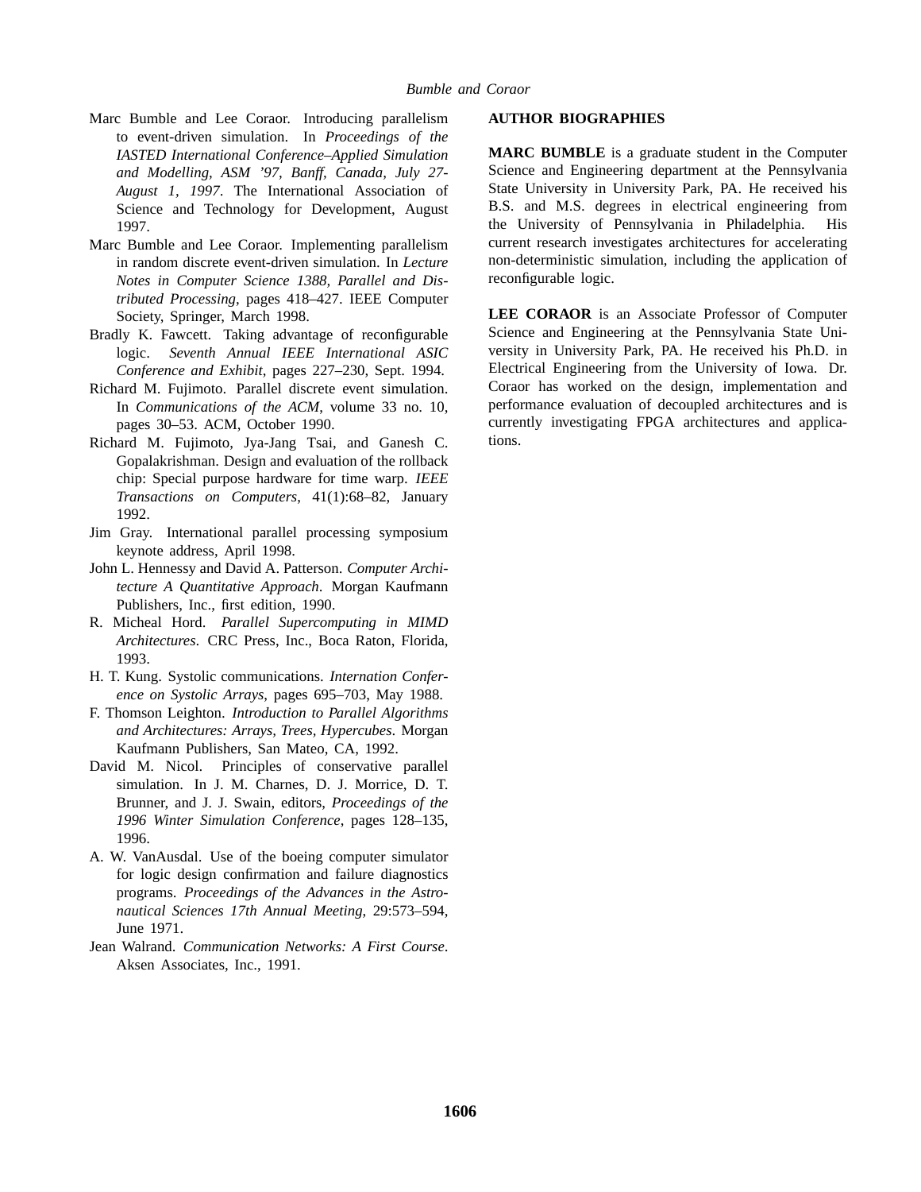Marc Bumble and Lee Coraor. Introducing parallelism to event-driven simulation. In *Proceedings of the IASTED International Conference–Applied Simulation and Modelling, ASM '97, Banff, Canada, July 27-August 1, 1997*. The International Association of Science and Technology for Development, August 1997.

Marc Bumble and Lee Coraor. Implementing parallelism in random discrete event-driven simulation. In *Lecture Notes in Computer Science 1388, Parallel and Distributed Processing*, pages 418–427. IEEE Computer Society, Springer, March 1998.

Bradly K. Fawcett. Taking advantage of reconfigurable logic. *Seventh Annual IEEE International ASIC Conference and Exhibit*, pages 227–230, Sept. 1994.

Richard M. Fujimoto. Parallel discrete event simulation. In *Communications of the ACM*, volume 33 no. 10, pages 30–53. ACM, October 1990.

Richard M. Fujimoto, Jya-Jang Tsai, and Ganesh C. Gopalakrishman. Design and evaluation of the rollback chip: Special purpose hardware for time warp. *IEEE Transactions on Computers*, 41(1):68–82, January 1992.

Jim Gray. International parallel processing symposium keynote address, April 1998.

John L. Hennessy and David A. Patterson. *Computer Architecture A Quantitative Approach*. Morgan Kaufmann Publishers, Inc., first edition, 1990.

R. Micheal Hord. *Parallel Supercomputing in MIMD Architectures*. CRC Press, Inc., Boca Raton, Florida, 1993.

H. T. Kung. Systolic communications. *Internation Conference on Systolic Arrays*, pages 695–703, May 1988.

F. Thomson Leighton. *Introduction to Parallel Algorithms and Architectures: Arrays, Trees, Hypercubes*. Morgan Kaufmann Publishers, San Mateo, CA, 1992.

David M. Nicol. Principles of conservative parallel simulation. In J. M. Charnes, D. J. Morrice, D. T. Brunner, and J. J. Swain, editors, *Proceedings of the 1996 Winter Simulation Conference*, pages 128–135, 1996.

A. W. VanAusdal. Use of the boeing computer simulator for logic design confirmation and failure diagnostics programs. *Proceedings of the Advances in the Astronautical Sciences 17th Annual Meeting*, 29:573–594, June 1971.

Jean Walrand. *Communication Networks: A First Course*. Aksen Associates, Inc., 1991.

## AUTHOR BIOGRAPHIES

**MARC BUMBLE** is a graduate student in the Computer Science and Engineering department at the Pennsylvania State University in University Park, PA. He received his B.S. and M.S. degrees in electrical engineering from the University of Pennsylvania in Philadelphia. His current research investigates architectures for accelerating non-deterministic simulation, including the application of reconfigurable logic.

**LEE CORAOR** is an Associate Professor of Computer Science and Engineering at the Pennsylvania State University in University Park, PA. He received his Ph.D. in Electrical Engineering from the University of Iowa. Dr. Coraor has worked on the design, implementation and performance evaluation of decoupled architectures and is currently investigating FPGA architectures and applications.